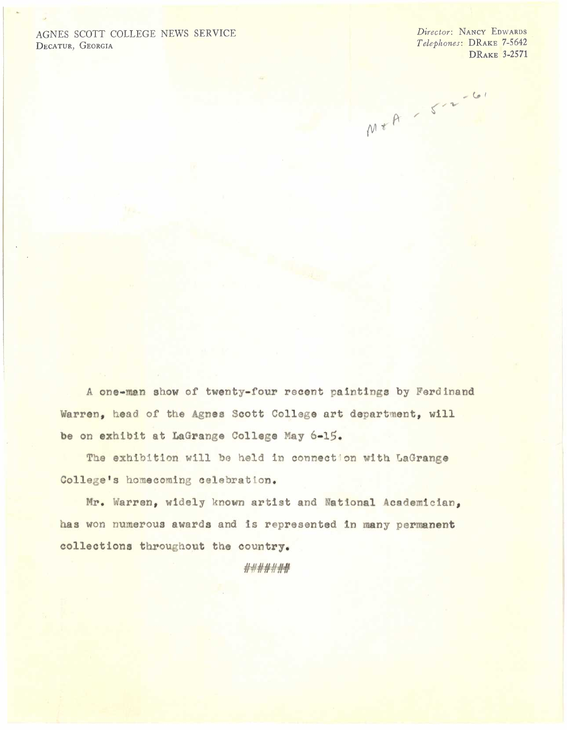AGNES SCOTT COLLEGE NEWS SERVICE
DECATUR, GEORGIA

*Director*: NANCY EDWARDS
*Telephones*: DRAKE 7-5642
DRAKE 3-2571

M & A - 5-2-61

A one-man show of twenty-four recent paintings by Ferdinand Warren, head of the Agnes Scott College art department, will be on exhibit at LaGrange College May 6-15.

The exhibition will be held in connection with LaGrange College's homecoming celebration.

Mr. Warren, widely known artist and National Academician, has won numerous awards and is represented in many permanent collections throughout the country.

#######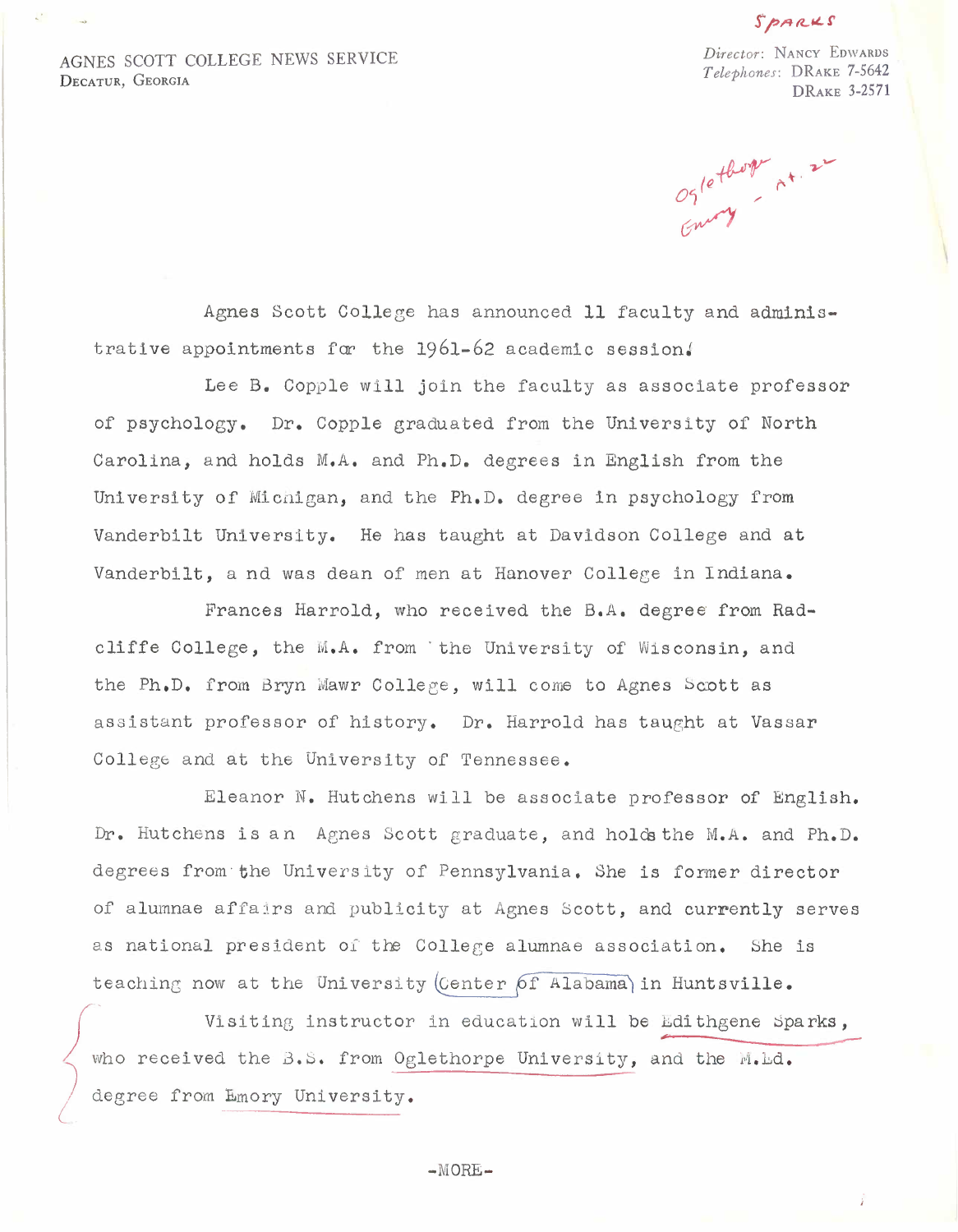AGNES SCOTT COLLEGE NEWS SERVICE
DECATUR, GEORGIA

Sparks

Director: NANCY EDWARDS
Telephones: DRAKE 7-5642
DRAKE 3-2571

Oglethorpe
Emory - at. 22

Agnes Scott College has announced 11 faculty and administrative appointments for the 1961-62 academic session.

Lee B. Copple will join the faculty as associate professor of psychology. Dr. Copple graduated from the University of North Carolina, and holds M.A. and Ph.D. degrees in English from the University of Michigan, and the Ph.D. degree in psychology from Vanderbilt University. He has taught at Davidson College and at Vanderbilt, and was dean of men at Hanover College in Indiana.

Frances Harrold, who received the B.A. degree from Radcliffe College, the M.A. from the University of Wisconsin, and the Ph.D. from Bryn Mawr College, will come to Agnes Scott as assistant professor of history. Dr. Harrold has taught at Vassar College and at the University of Tennessee.

Eleanor N. Hutchens will be associate professor of English. Dr. Hutchens is an Agnes Scott graduate, and holds the M.A. and Ph.D. degrees from the University of Pennsylvania. She is former director of alumnae affairs and publicity at Agnes Scott, and currently serves as national president of the College alumnae association. She is teaching now at the University Center of Alabama in Huntsville.

Visiting instructor in education will be Edithgene Sparks, who received the B.S. from Oglethorpe University, and the M.Ed. degree from Emory University.

-MORE-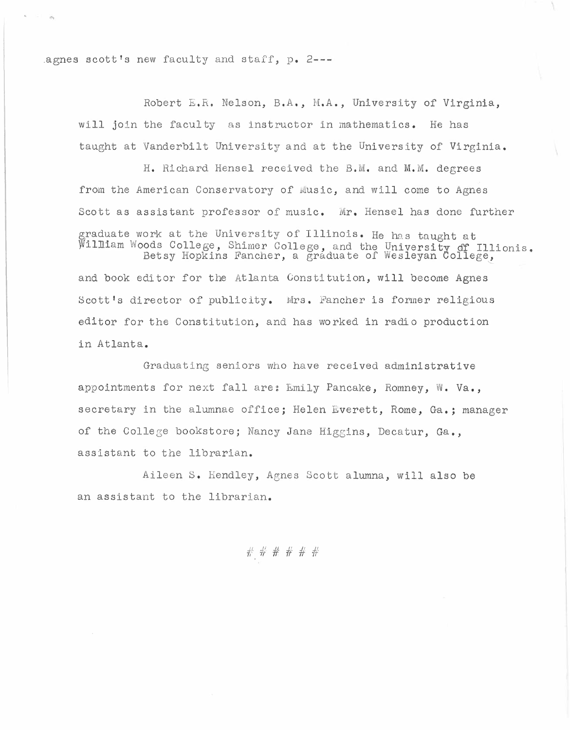Robert E.R. Nelson, B.A., M.A., University of Virginia, will join the faculty as instructor in mathematics. He has taught at Vanderbilt University and at the University of Virginia.

H. Richard Hensel received the B.M. and M.M. degrees from the American Conservatory of Music, and will come to Agnes Scott as assistant professor of music. Mr. Hensel has done further graduate work at the University of Illinois. He has taught at William Woods College, Shimer College, and the University of Illionis.

Betsy Hopkins Fancher, a graduate of Wesleyan College, and book editor for the Atlanta Constitution, will become Agnes Scott's director of publicity. Mrs. Fancher is former religious editor for the Constitution, and has worked in radio production in Atlanta.

Graduating seniors who have received administrative appointments for next fall are: Emily Pancake, Romney, W. Va., secretary in the alumnae office; Helen Everett, Rome, Ga.; manager of the College bookstore; Nancy Jane Higgins, Decatur, Ga., assistant to the librarian.

Aileen S. Hendley, Agnes Scott alumna, will also be an assistant to the librarian.

# # # # # #